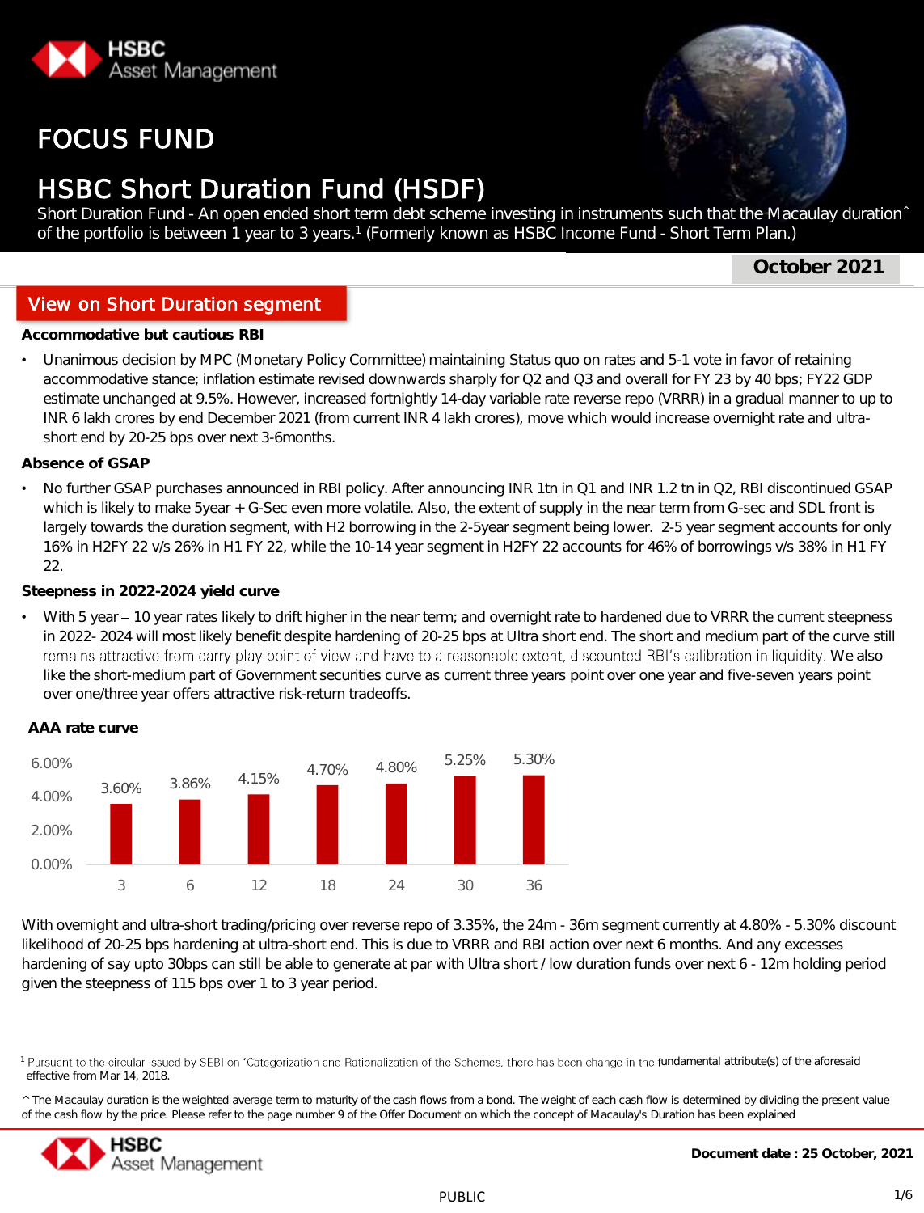HSBC Asset Management

# FOCUS FUND

# HSBC Short Duration Fund (HSDF)

Short Duration Fund - An open ended short term debt scheme investing in instruments such that the Macaulay duration^ of the portfolio is between 1 year to 3 years.[1] (Formerly known as HSBC Income Fund - Short Term Plan.)

**October 2021**

## View on Short Duration segment

**Accommodative but cautious RBI**

- Unanimous decision by MPC (Monetary Policy Committee) maintaining Status quo on rates and 5-1 vote in favor of retaining accommodative stance; inflation estimate revised downwards sharply for Q2 and Q3 and overall for FY 23 by 40 bps; FY22 GDP estimate unchanged at 9.5%. However, increased fortnightly 14-day variable rate reverse repo (VRRR) in a gradual manner to up to INR 6 lakh crores by end December 2021 (from current INR 4 lakh crores), move which would increase overnight rate and ultra-short end by 20-25 bps over next 3-6months.

**Absence of GSAP**

- No further GSAP purchases announced in RBI policy. After announcing INR 1tn in Q1 and INR 1.2 tn in Q2, RBI discontinued GSAP which is likely to make 5year + G-Sec even more volatile. Also, the extent of supply in the near term from G-sec and SDL front is largely towards the duration segment, with H2 borrowing in the 2-5year segment being lower. 2-5 year segment accounts for only 16% in H2FY 22 v/s 26% in H1 FY 22, while the 10-14 year segment in H2FY 22 accounts for 46% of borrowings v/s 38% in H1 FY 22.

**Steepness in 2022-2024 yield curve**

- With 5 year – 10 year rates likely to drift higher in the near term; and overnight rate to hardened due to VRRR the current steepness in 2022- 2024 will most likely benefit despite hardening of 20-25 bps at Ultra short end. The short and medium part of the curve still remains attractive from carry play point of view and have to a reasonable extent, discounted RBI's calibration in liquidity. We also like the short-medium part of Government securities curve as current three years point over one year and five-seven years point over one/three year offers attractive risk-return tradeoffs.

**AAA rate curve**

| 3 | 6 | 12 | 18 | 24 | 30 | 36 |
|---|---|---|---|---|---|---|
| 3.60% | 3.86% | 4.15% | 4.70% | 4.80% | 5.25% | 5.30% |

With overnight and ultra-short trading/pricing over reverse repo of 3.35%, the 24m - 36m segment currently at 4.80% - 5.30% discount likelihood of 20-25 bps hardening at ultra-short end. This is due to VRRR and RBI action over next 6 months. And any excesses hardening of say upto 30bps can still be able to generate at par with Ultra short / low duration funds over next 6 - 12m holding period given the steepness of 115 bps over 1 to 3 year period.

[1] Pursuant to the circular issued by SEBI on 'Categorization and Rationalization of the Schemes, there has been change in the fundamental attribute(s) of the aforesaid effective from Mar 14, 2018.

^ The Macaulay duration is the weighted average term to maturity of the cash flows from a bond. The weight of each cash flow is determined by dividing the present value of the cash flow by the price. Please refer to the page number 9 of the Offer Document on which the concept of Macaulay's Duration has been explained

**Document date : 25 October, 2021**

PUBLIC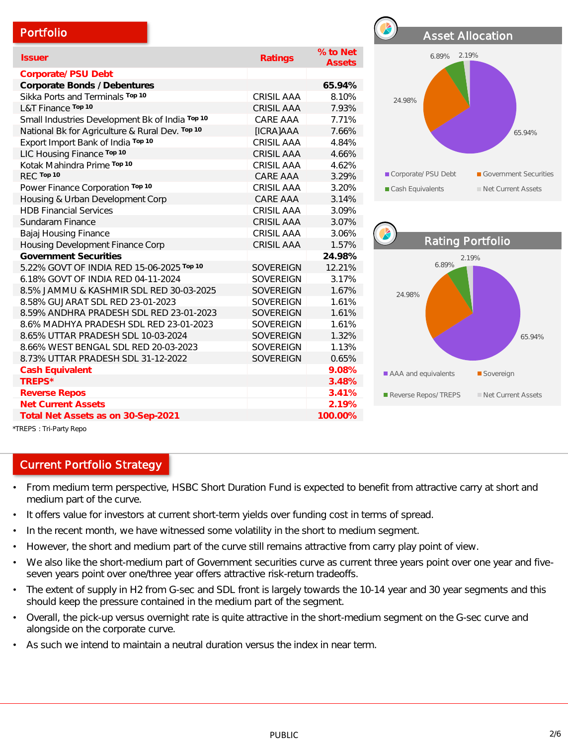## Portfolio

| Issuer | Ratings | % to Net Assets |
|---|---|---|
| **Corporate/ PSU Debt** | | |
| **Corporate Bonds / Debentures** | | **65.94%** |
| Sikka Ports and Terminals Top 10 | CRISIL AAA | 8.10% |
| L&T Finance Top 10 | CRISIL AAA | 7.93% |
| Small Industries Development Bk of India Top 10 | CARE AAA | 7.71% |
| National Bk for Agriculture & Rural Dev. Top 10 | [ICRA]AAA | 7.66% |
| Export Import Bank of India Top 10 | CRISIL AAA | 4.84% |
| LIC Housing Finance Top 10 | CRISIL AAA | 4.66% |
| Kotak Mahindra Prime Top 10 | CRISIL AAA | 4.62% |
| REC Top 10 | CARE AAA | 3.29% |
| Power Finance Corporation Top 10 | CRISIL AAA | 3.20% |
| Housing & Urban Development Corp | CARE AAA | 3.14% |
| HDB Financial Services | CRISIL AAA | 3.09% |
| Sundaram Finance | CRISIL AAA | 3.07% |
| Bajaj Housing Finance | CRISIL AAA | 3.06% |
| Housing Development Finance Corp | CRISIL AAA | 1.57% |
| **Government Securities** | | **24.98%** |
| 5.22% GOVT OF INDIA RED 15-06-2025 Top 10 | SOVEREIGN | 12.21% |
| 6.18% GOVT OF INDIA RED 04-11-2024 | SOVEREIGN | 3.17% |
| 8.5% JAMMU & KASHMIR SDL RED 30-03-2025 | SOVEREIGN | 1.67% |
| 8.58% GUJARAT SDL RED 23-01-2023 | SOVEREIGN | 1.61% |
| 8.59% ANDHRA PRADESH SDL RED 23-01-2023 | SOVEREIGN | 1.61% |
| 8.6% MADHYA PRADESH SDL RED 23-01-2023 | SOVEREIGN | 1.61% |
| 8.65% UTTAR PRADESH SDL 10-03-2024 | SOVEREIGN | 1.32% |
| 8.66% WEST BENGAL SDL RED 20-03-2023 | SOVEREIGN | 1.13% |
| 8.73% UTTAR PRADESH SDL 31-12-2022 | SOVEREIGN | 0.65% |
| **Cash Equivalent** | | **9.08%** |
| **TREPS*** | | **3.48%** |
| **Reverse Repos** | | **3.41%** |
| **Net Current Assets** | | **2.19%** |
| **Total Net Assets as on 30-Sep-2021** | | **100.00%** |

*TREPS : Tri-Party Repo

## Asset Allocation

| Category | % |
|---|---|
| Corporate/ PSU Debt | 65.94% |
| Government Securities | 24.98% |
| Cash Equivalents | 6.89% |
| Net Current Assets | 2.19% |

## Rating Portfolio

| Category | % |
|---|---|
| AAA and equivalents | 65.94% |
| Sovereign | 24.98% |
| Reverse Repos/ TREPS | 6.89% |
| Net Current Assets | 2.19% |

## Current Portfolio Strategy

- From medium term perspective, HSBC Short Duration Fund is expected to benefit from attractive carry at short and medium part of the curve.
- It offers value for investors at current short-term yields over funding cost in terms of spread.
- In the recent month, we have witnessed some volatility in the short to medium segment.
- However, the short and medium part of the curve still remains attractive from carry play point of view.
- We also like the short-medium part of Government securities curve as current three years point over one year and five-seven years point over one/three year offers attractive risk-return tradeoffs.
- The extent of supply in H2 from G-sec and SDL front is largely towards the 10-14 year and 30 year segments and this should keep the pressure contained in the medium part of the segment.
- Overall, the pick-up versus overnight rate is quite attractive in the short-medium segment on the G-sec curve and alongside on the corporate curve.
- As such we intend to maintain a neutral duration versus the index in near term.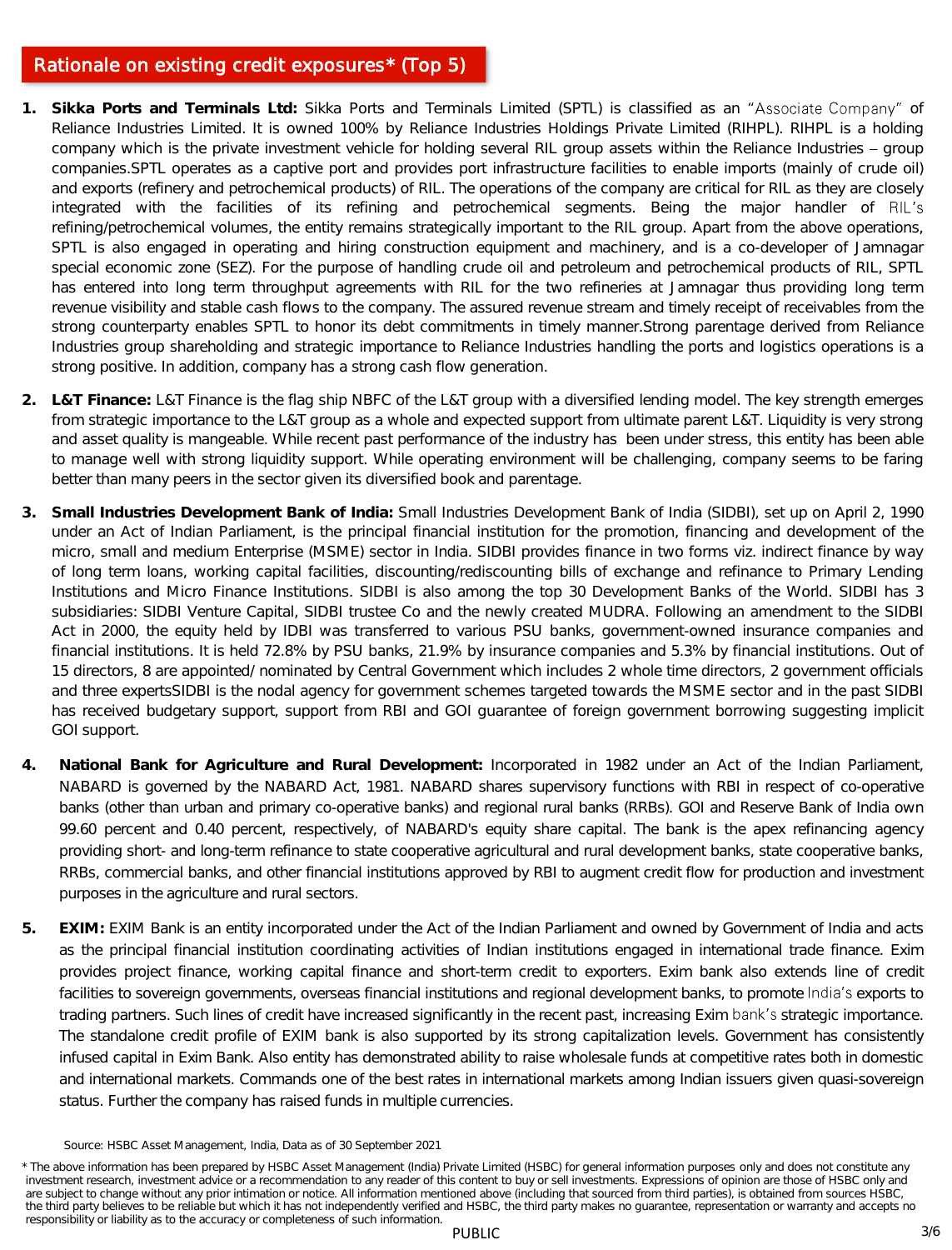## Rationale on existing credit exposures* (Top 5)

1. **Sikka Ports and Terminals Ltd:** Sikka Ports and Terminals Limited (SPTL) is classified as an "Associate Company" of Reliance Industries Limited. It is owned 100% by Reliance Industries Holdings Private Limited (RIHPL). RIHPL is a holding company which is the private investment vehicle for holding several RIL group assets within the Reliance Industries – group companies.SPTL operates as a captive port and provides port infrastructure facilities to enable imports (mainly of crude oil) and exports (refinery and petrochemical products) of RIL. The operations of the company are critical for RIL as they are closely integrated with the facilities of its refining and petrochemical segments. Being the major handler of RIL's refining/petrochemical volumes, the entity remains strategically important to the RIL group. Apart from the above operations, SPTL is also engaged in operating and hiring construction equipment and machinery, and is a co-developer of Jamnagar special economic zone (SEZ). For the purpose of handling crude oil and petroleum and petrochemical products of RIL, SPTL has entered into long term throughput agreements with RIL for the two refineries at Jamnagar thus providing long term revenue visibility and stable cash flows to the company. The assured revenue stream and timely receipt of receivables from the strong counterparty enables SPTL to honor its debt commitments in timely manner.Strong parentage derived from Reliance Industries group shareholding and strategic importance to Reliance Industries handling the ports and logistics operations is a strong positive. In addition, company has a strong cash flow generation.

2. **L&T Finance:** L&T Finance is the flag ship NBFC of the L&T group with a diversified lending model. The key strength emerges from strategic importance to the L&T group as a whole and expected support from ultimate parent L&T. Liquidity is very strong and asset quality is mangeable. While recent past performance of the industry has been under stress, this entity has been able to manage well with strong liquidity support. While operating environment will be challenging, company seems to be faring better than many peers in the sector given its diversified book and parentage.

3. **Small Industries Development Bank of India:** Small Industries Development Bank of India (SIDBI), set up on April 2, 1990 under an Act of Indian Parliament, is the principal financial institution for the promotion, financing and development of the micro, small and medium Enterprise (MSME) sector in India. SIDBI provides finance in two forms viz. indirect finance by way of long term loans, working capital facilities, discounting/rediscounting bills of exchange and refinance to Primary Lending Institutions and Micro Finance Institutions. SIDBI is also among the top 30 Development Banks of the World. SIDBI has 3 subsidiaries: SIDBI Venture Capital, SIDBI trustee Co and the newly created MUDRA. Following an amendment to the SIDBI Act in 2000, the equity held by IDBI was transferred to various PSU banks, government-owned insurance companies and financial institutions. It is held 72.8% by PSU banks, 21.9% by insurance companies and 5.3% by financial institutions. Out of 15 directors, 8 are appointed/ nominated by Central Government which includes 2 whole time directors, 2 government officials and three expertsSIDBI is the nodal agency for government schemes targeted towards the MSME sector and in the past SIDBI has received budgetary support, support from RBI and GOI guarantee of foreign government borrowing suggesting implicit GOI support.

4. **National Bank for Agriculture and Rural Development:** Incorporated in 1982 under an Act of the Indian Parliament, NABARD is governed by the NABARD Act, 1981. NABARD shares supervisory functions with RBI in respect of co-operative banks (other than urban and primary co-operative banks) and regional rural banks (RRBs). GOI and Reserve Bank of India own 99.60 percent and 0.40 percent, respectively, of NABARD's equity share capital. The bank is the apex refinancing agency providing short- and long-term refinance to state cooperative agricultural and rural development banks, state cooperative banks, RRBs, commercial banks, and other financial institutions approved by RBI to augment credit flow for production and investment purposes in the agriculture and rural sectors.

5. **EXIM:** EXIM Bank is an entity incorporated under the Act of the Indian Parliament and owned by Government of India and acts as the principal financial institution coordinating activities of Indian institutions engaged in international trade finance. Exim provides project finance, working capital finance and short-term credit to exporters. Exim bank also extends line of credit facilities to sovereign governments, overseas financial institutions and regional development banks, to promote India's exports to trading partners. Such lines of credit have increased significantly in the recent past, increasing Exim bank's strategic importance. The standalone credit profile of EXIM bank is also supported by its strong capitalization levels. Government has consistently infused capital in Exim Bank. Also entity has demonstrated ability to raise wholesale funds at competitive rates both in domestic and international markets. Commands one of the best rates in international markets among Indian issuers given quasi-sovereign status. Further the company has raised funds in multiple currencies.

Source: HSBC Asset Management, India, Data as of 30 September 2021

* The above information has been prepared by HSBC Asset Management (India) Private Limited (HSBC) for general information purposes only and does not constitute any investment research, investment advice or a recommendation to any reader of this content to buy or sell investments. Expressions of opinion are those of HSBC only and are subject to change without any prior intimation or notice. All information mentioned above (including that sourced from third parties), is obtained from sources HSBC, the third party believes to be reliable but which it has not independently verified and HSBC, the third party makes no guarantee, representation or warranty and accepts no responsibility or liability as to the accuracy or completeness of such information.

PUBLIC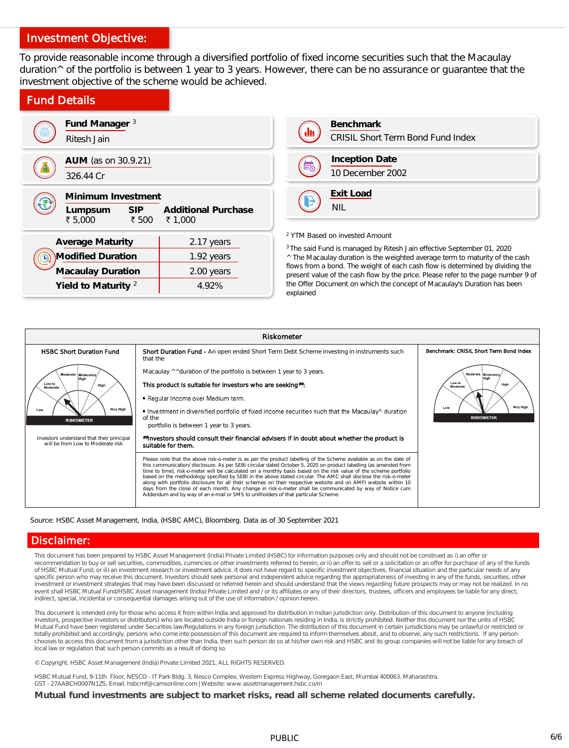## Investment Objective:

To provide reasonable income through a diversified portfolio of fixed income securities such that the Macaulay duration^ of the portfolio is between 1 year to 3 years. However, there can be no assurance or guarantee that the investment objective of the scheme would be achieved.

## Fund Details

**Fund Manager** [3]
Ritesh Jain

**AUM** (as on 30.9.21)
326.44 Cr

**Minimum Investment**

| Lumpsum | SIP | Additional Purchase |
|---|---|---|
| ₹ 5,000 | ₹ 500 | ₹ 1,000 |

| | |
|---|---|
| **Average Maturity** | 2.17 years |
| **Modified Duration** | 1.92 years |
| **Macaulay Duration** | 2.00 years |
| **Yield to Maturity** [2] | 4.92% |

**Benchmark**
CRISIL Short Term Bond Fund Index

**Inception Date**
10 December 2002

**Exit Load**
NIL

[2] YTM Based on invested Amount

[3] The said Fund is managed by Ritesh Jain effective September 01, 2020

^ The Macaulay duration is the weighted average term to maturity of the cash flows from a bond. The weight of each cash flow is determined by dividing the present value of the cash flow by the price. Please refer to the page number 9 of the Offer Document on which the concept of Macaulay's Duration has been explained

### Riskometer

**HSBC Short Duration Fund**

Low, Low to Moderate, Moderate, Moderately High, High, Very High
RISKOMETER

Investors understand that their principal will be from Low to Moderate risk

**Short Duration Fund -** An open ended Short Term Debt Scheme investing in instruments such that the Macaulay ^^duration of the portfolio is between 1 year to 3 years.

**This product is suitable for investors who are seeking##:**

- Regular Income over Medium term.
- Investment in diversified portfolio of fixed income securities such that the Macaulay^ duration of the portfolio is between 1 year to 3 years.

**##Investors should consult their financial advisers if in doubt about whether the product is suitable for them.**

Please note that the above risk-o-meter is as per the product labelling of the Scheme available as on the date of this communication/ disclosure. As per SEBI circular dated October 5, 2020 on product labelling (as amended from time to time), risk-o-meter will be calculated on a monthly basis based on the risk value of the scheme portfolio based on the methodology specified by SEBI in the above stated circular. The AMC shall disclose the risk-o-meter along with portfolio disclosure for all their schemes on their respective website and on AMFI website within 10 days from the close of each month. Any change in risk-o-meter shall be communicated by way of Notice cum Addendum and by way of an e-mail or SMS to unitholders of that particular Scheme.

**Benchmark: CRISIL Short Term Bond Index**

Low, Low to Moderate, Moderate, Moderately High, High, Very High
RISKOMETER

Source: HSBC Asset Management, India, (HSBC AMC), Bloomberg. Data as of 30 September 2021

## Disclaimer:

This document has been prepared by HSBC Asset Management (India) Private Limited (HSBC) for information purposes only and should not be construed as i) an offer or recommendation to buy or sell securities, commodities, currencies or other investments referred to herein; or ii) an offer to sell or a solicitation or an offer for purchase of any of the funds of HSBC Mutual Fund; or iii) an investment research or investment advice. It does not have regard to specific investment objectives, financial situation and the particular needs of any specific person who may receive this document. Investors should seek personal and independent advice regarding the appropriateness of investing in any of the funds, securities, other investment or investment strategies that may have been discussed or referred herein and should understand that the views regarding future prospects may or may not be realized. In no event shall HSBC Mutual Fund/HSBC Asset management (India) Private Limited and / or its affiliates or any of their directors, trustees, officers and employees be liable for any direct, indirect, special, incidental or consequential damages arising out of the use of information / opinion herein.

This document is intended only for those who access it from within India and approved for distribution in Indian jurisdiction only. Distribution of this document to anyone (including investors, prospective investors or distributors) who are located outside India or foreign nationals residing in India, is strictly prohibited. Neither this document nor the units of HSBC Mutual Fund have been registered under Securities law/Regulations in any foreign jurisdiction. The distribution of this document in certain jurisdictions may be unlawful or restricted or totally prohibited and accordingly, persons who come into possession of this document are required to inform themselves about, and to observe, any such restrictions. If any person chooses to access this document from a jurisdiction other than India, then such person do so at his/her own risk and HSBC and its group companies will not be liable for any breach of local law or regulation that such person commits as a result of doing so.

© Copyright. HSBC Asset Management (India) Private Limited 2021, ALL RIGHTS RESERVED.

HSBC Mutual Fund, 9-11th Floor, NESCO - IT Park Bldg. 3, Nesco Complex, Western Express Highway, Goregaon East, Mumbai 400063. Maharashtra.
GST - 27AABCH0007N1ZS, Email: hsbcmf@camsonline.com | Website: www.assetmanagement.hsbc.co/in

**Mutual fund investments are subject to market risks, read all scheme related documents carefully.**

PUBLIC